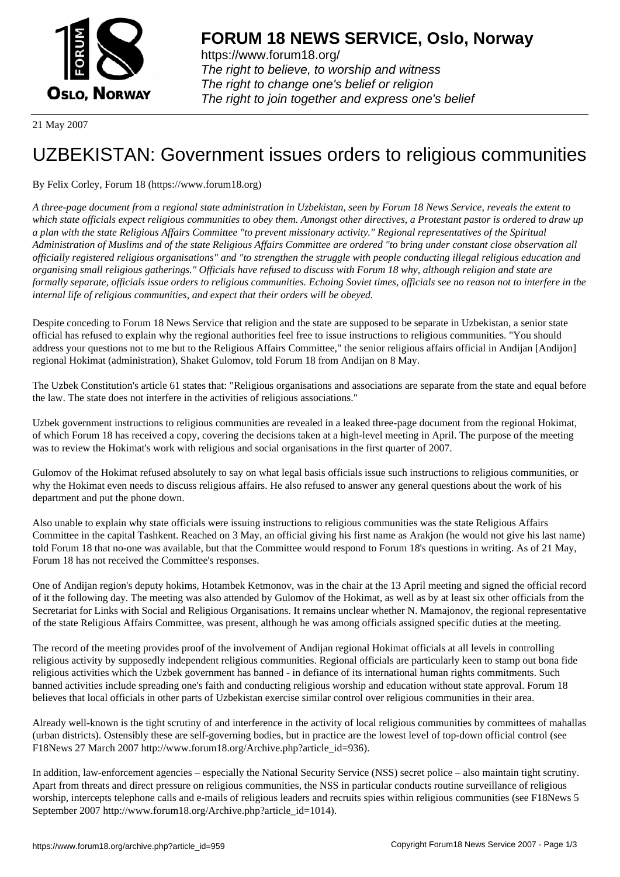**FORUM 18 NEWS SERVICE, Oslo, Norway**

https://www.forum18.org/
*The right to believe, to worship and witness*
*The right to change one's belief or religion*
*The right to join together and express one's belief*

21 May 2007

# UZBEKISTAN: Government issues orders to religious communities

By Felix Corley, Forum 18 (https://www.forum18.org)

*A three-page document from a regional state administration in Uzbekistan, seen by Forum 18 News Service, reveals the extent to which state officials expect religious communities to obey them. Amongst other directives, a Protestant pastor is ordered to draw up a plan with the state Religious Affairs Committee "to prevent missionary activity." Regional representatives of the Spiritual Administration of Muslims and of the state Religious Affairs Committee are ordered "to bring under constant close observation all officially registered religious organisations" and "to strengthen the struggle with people conducting illegal religious education and organising small religious gatherings." Officials have refused to discuss with Forum 18 why, although religion and state are formally separate, officials issue orders to religious communities. Echoing Soviet times, officials see no reason not to interfere in the internal life of religious communities, and expect that their orders will be obeyed.*

Despite conceding to Forum 18 News Service that religion and the state are supposed to be separate in Uzbekistan, a senior state official has refused to explain why the regional authorities feel free to issue instructions to religious communities. "You should address your questions not to me but to the Religious Affairs Committee," the senior religious affairs official in Andijan [Andijon] regional Hokimat (administration), Shaket Gulomov, told Forum 18 from Andijan on 8 May.

The Uzbek Constitution's article 61 states that: "Religious organisations and associations are separate from the state and equal before the law. The state does not interfere in the activities of religious associations."

Uzbek government instructions to religious communities are revealed in a leaked three-page document from the regional Hokimat, of which Forum 18 has received a copy, covering the decisions taken at a high-level meeting in April. The purpose of the meeting was to review the Hokimat's work with religious and social organisations in the first quarter of 2007.

Gulomov of the Hokimat refused absolutely to say on what legal basis officials issue such instructions to religious communities, or why the Hokimat even needs to discuss religious affairs. He also refused to answer any general questions about the work of his department and put the phone down.

Also unable to explain why state officials were issuing instructions to religious communities was the state Religious Affairs Committee in the capital Tashkent. Reached on 3 May, an official giving his first name as Arakjon (he would not give his last name) told Forum 18 that no-one was available, but that the Committee would respond to Forum 18's questions in writing. As of 21 May, Forum 18 has not received the Committee's responses.

One of Andijan region's deputy hokims, Hotambek Ketmonov, was in the chair at the 13 April meeting and signed the official record of it the following day. The meeting was also attended by Gulomov of the Hokimat, as well as by at least six other officials from the Secretariat for Links with Social and Religious Organisations. It remains unclear whether N. Mamajonov, the regional representative of the state Religious Affairs Committee, was present, although he was among officials assigned specific duties at the meeting.

The record of the meeting provides proof of the involvement of Andijan regional Hokimat officials at all levels in controlling religious activity by supposedly independent religious communities. Regional officials are particularly keen to stamp out bona fide religious activities which the Uzbek government has banned - in defiance of its international human rights commitments. Such banned activities include spreading one's faith and conducting religious worship and education without state approval. Forum 18 believes that local officials in other parts of Uzbekistan exercise similar control over religious communities in their area.

Already well-known is the tight scrutiny of and interference in the activity of local religious communities by committees of mahallas (urban districts). Ostensibly these are self-governing bodies, but in practice are the lowest level of top-down official control (see F18News 27 March 2007 http://www.forum18.org/Archive.php?article_id=936).

In addition, law-enforcement agencies – especially the National Security Service (NSS) secret police – also maintain tight scrutiny. Apart from threats and direct pressure on religious communities, the NSS in particular conducts routine surveillance of religious worship, intercepts telephone calls and e-mails of religious leaders and recruits spies within religious communities (see F18News 5 September 2007 http://www.forum18.org/Archive.php?article_id=1014).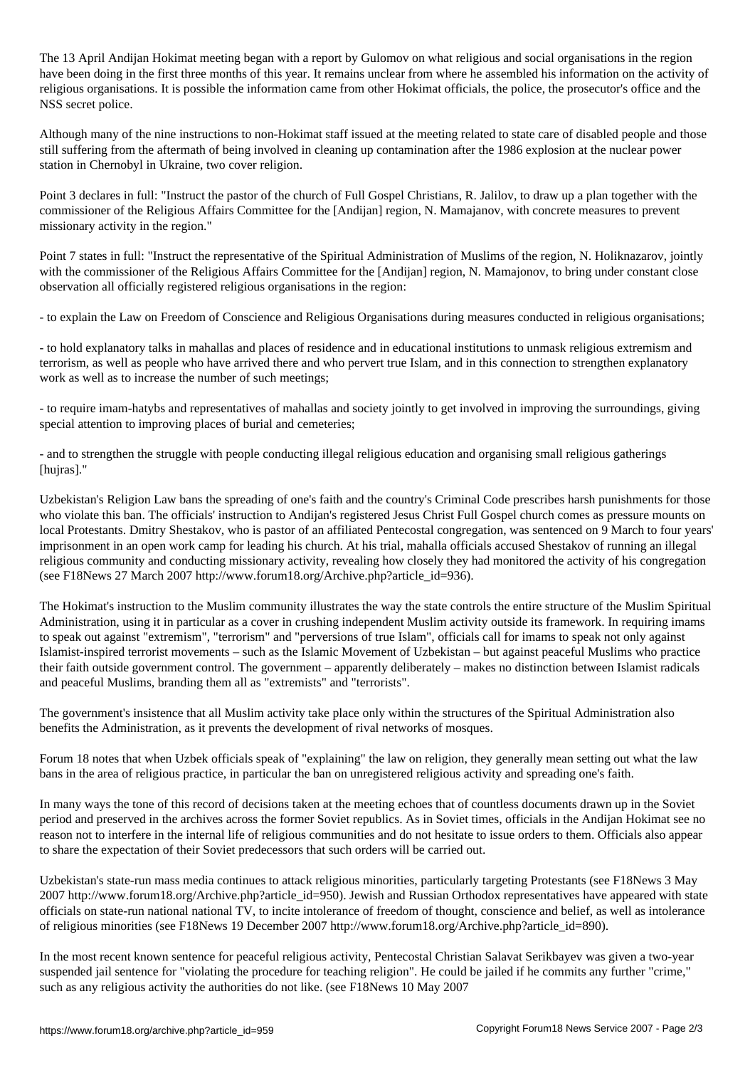The 13 April Andijan Hokimat meeting began with a report by Gulomov on what religious and social organisations in the region have been doing in the first three months of this year. It remains unclear from where he assembled his information on the activity of religious organisations. It is possible the information came from other Hokimat officials, the police, the prosecutor's office and the NSS secret police.

Although many of the nine instructions to non-Hokimat staff issued at the meeting related to state care of disabled people and those still suffering from the aftermath of being involved in cleaning up contamination after the 1986 explosion at the nuclear power station in Chernobyl in Ukraine, two cover religion.

Point 3 declares in full: "Instruct the pastor of the church of Full Gospel Christians, R. Jalilov, to draw up a plan together with the commissioner of the Religious Affairs Committee for the [Andijan] region, N. Mamajanov, with concrete measures to prevent missionary activity in the region."

Point 7 states in full: "Instruct the representative of the Spiritual Administration of Muslims of the region, N. Holiknazarov, jointly with the commissioner of the Religious Affairs Committee for the [Andijan] region, N. Mamajonov, to bring under constant close observation all officially registered religious organisations in the region:

- to explain the Law on Freedom of Conscience and Religious Organisations during measures conducted in religious organisations;

- to hold explanatory talks in mahallas and places of residence and in educational institutions to unmask religious extremism and terrorism, as well as people who have arrived there and who pervert true Islam, and in this connection to strengthen explanatory work as well as to increase the number of such meetings;

- to require imam-hatybs and representatives of mahallas and society jointly to get involved in improving the surroundings, giving special attention to improving places of burial and cemeteries;

- and to strengthen the struggle with people conducting illegal religious education and organising small religious gatherings [hujras]."

Uzbekistan's Religion Law bans the spreading of one's faith and the country's Criminal Code prescribes harsh punishments for those who violate this ban. The officials' instruction to Andijan's registered Jesus Christ Full Gospel church comes as pressure mounts on local Protestants. Dmitry Shestakov, who is pastor of an affiliated Pentecostal congregation, was sentenced on 9 March to four years' imprisonment in an open work camp for leading his church. At his trial, mahalla officials accused Shestakov of running an illegal religious community and conducting missionary activity, revealing how closely they had monitored the activity of his congregation (see F18News 27 March 2007 http://www.forum18.org/Archive.php?article_id=936).

The Hokimat's instruction to the Muslim community illustrates the way the state controls the entire structure of the Muslim Spiritual Administration, using it in particular as a cover in crushing independent Muslim activity outside its framework. In requiring imams to speak out against "extremism", "terrorism" and "perversions of true Islam", officials call for imams to speak not only against Islamist-inspired terrorist movements – such as the Islamic Movement of Uzbekistan – but against peaceful Muslims who practice their faith outside government control. The government – apparently deliberately – makes no distinction between Islamist radicals and peaceful Muslims, branding them all as "extremists" and "terrorists".

The government's insistence that all Muslim activity take place only within the structures of the Spiritual Administration also benefits the Administration, as it prevents the development of rival networks of mosques.

Forum 18 notes that when Uzbek officials speak of "explaining" the law on religion, they generally mean setting out what the law bans in the area of religious practice, in particular the ban on unregistered religious activity and spreading one's faith.

In many ways the tone of this record of decisions taken at the meeting echoes that of countless documents drawn up in the Soviet period and preserved in the archives across the former Soviet republics. As in Soviet times, officials in the Andijan Hokimat see no reason not to interfere in the internal life of religious communities and do not hesitate to issue orders to them. Officials also appear to share the expectation of their Soviet predecessors that such orders will be carried out.

Uzbekistan's state-run mass media continues to attack religious minorities, particularly targeting Protestants (see F18News 3 May 2007 http://www.forum18.org/Archive.php?article_id=950). Jewish and Russian Orthodox representatives have appeared with state officials on state-run national national TV, to incite intolerance of freedom of thought, conscience and belief, as well as intolerance of religious minorities (see F18News 19 December 2007 http://www.forum18.org/Archive.php?article_id=890).

In the most recent known sentence for peaceful religious activity, Pentecostal Christian Salavat Serikbayev was given a two-year suspended jail sentence for "violating the procedure for teaching religion". He could be jailed if he commits any further "crime," such as any religious activity the authorities do not like. (see F18News 10 May 2007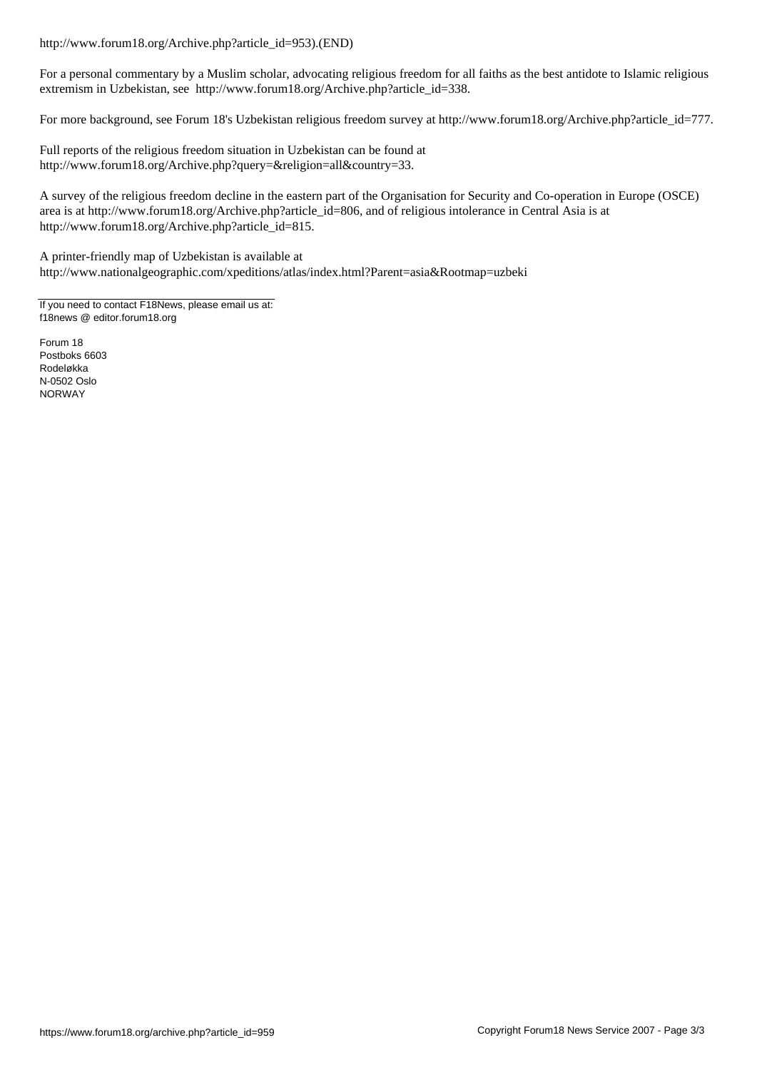http://www.forum18.org/Archive.php?article_id=953).(END)

For a personal commentary by a Muslim scholar, advocating religious freedom for all faiths as the best antidote to Islamic religious extremism in Uzbekistan, see http://www.forum18.org/Archive.php?article_id=338.

For more background, see Forum 18's Uzbekistan religious freedom survey at http://www.forum18.org/Archive.php?article_id=777.

Full reports of the religious freedom situation in Uzbekistan can be found at http://www.forum18.org/Archive.php?query=&religion=all&country=33.

A survey of the religious freedom decline in the eastern part of the Organisation for Security and Co-operation in Europe (OSCE) area is at http://www.forum18.org/Archive.php?article_id=806, and of religious intolerance in Central Asia is at http://www.forum18.org/Archive.php?article_id=815.

A printer-friendly map of Uzbekistan is available at http://www.nationalgeographic.com/xpeditions/atlas/index.html?Parent=asia&Rootmap=uzbeki

If you need to contact F18News, please email us at:
f18news @ editor.forum18.org

Forum 18
Postboks 6603
Rodeløkka
N-0502 Oslo
NORWAY